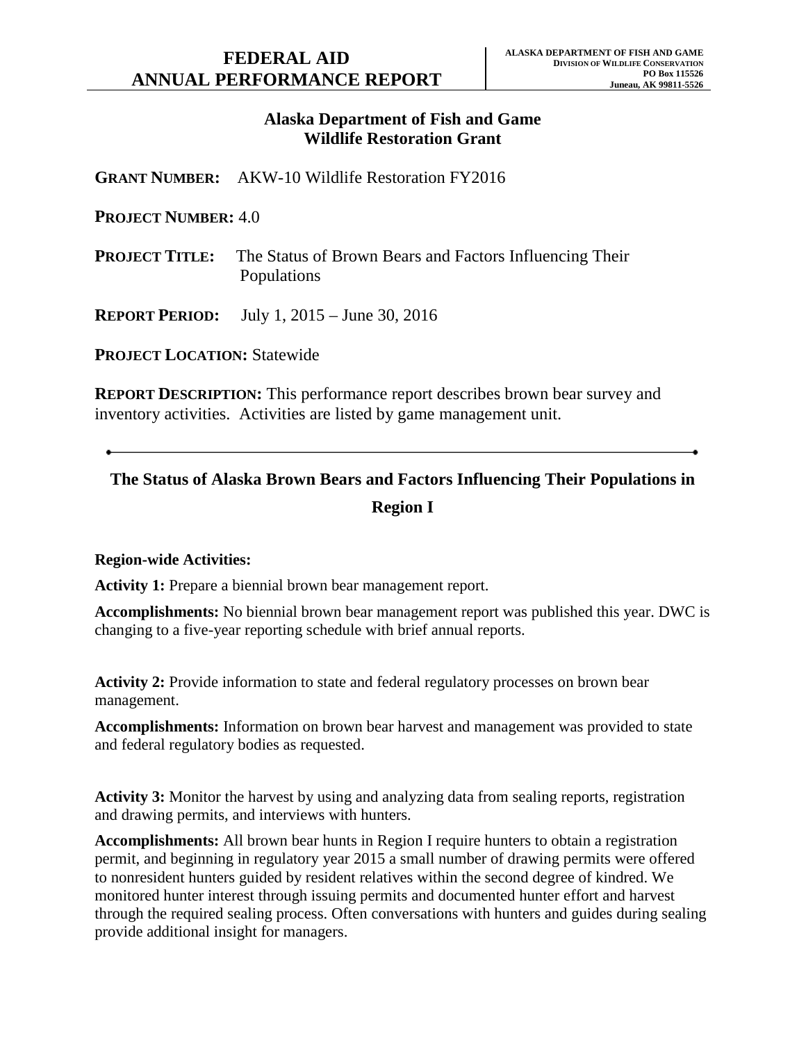# FEDERAL AID ANNUAL PERFORMANCE REPORT

ALASKA DEPARTMENT OF FISH AND GAME
DIVISION OF WILDLIFE CONSERVATION
PO Box 115526
Juneau, AK 99811-5526

## Alaska Department of Fish and Game Wildlife Restoration Grant

**GRANT NUMBER:** AKW-10 Wildlife Restoration FY2016

**PROJECT NUMBER:** 4.0

**PROJECT TITLE:** The Status of Brown Bears and Factors Influencing Their Populations

**REPORT PERIOD:** July 1, 2015 – June 30, 2016

**PROJECT LOCATION:** Statewide

**REPORT DESCRIPTION:** This performance report describes brown bear survey and inventory activities. Activities are listed by game management unit.

---

## The Status of Alaska Brown Bears and Factors Influencing Their Populations in Region I

### Region-wide Activities:

**Activity 1:** Prepare a biennial brown bear management report.

**Accomplishments:** No biennial brown bear management report was published this year. DWC is changing to a five-year reporting schedule with brief annual reports.

**Activity 2:** Provide information to state and federal regulatory processes on brown bear management.

**Accomplishments:** Information on brown bear harvest and management was provided to state and federal regulatory bodies as requested.

**Activity 3:** Monitor the harvest by using and analyzing data from sealing reports, registration and drawing permits, and interviews with hunters.

**Accomplishments:** All brown bear hunts in Region I require hunters to obtain a registration permit, and beginning in regulatory year 2015 a small number of drawing permits were offered to nonresident hunters guided by resident relatives within the second degree of kindred. We monitored hunter interest through issuing permits and documented hunter effort and harvest through the required sealing process. Often conversations with hunters and guides during sealing provide additional insight for managers.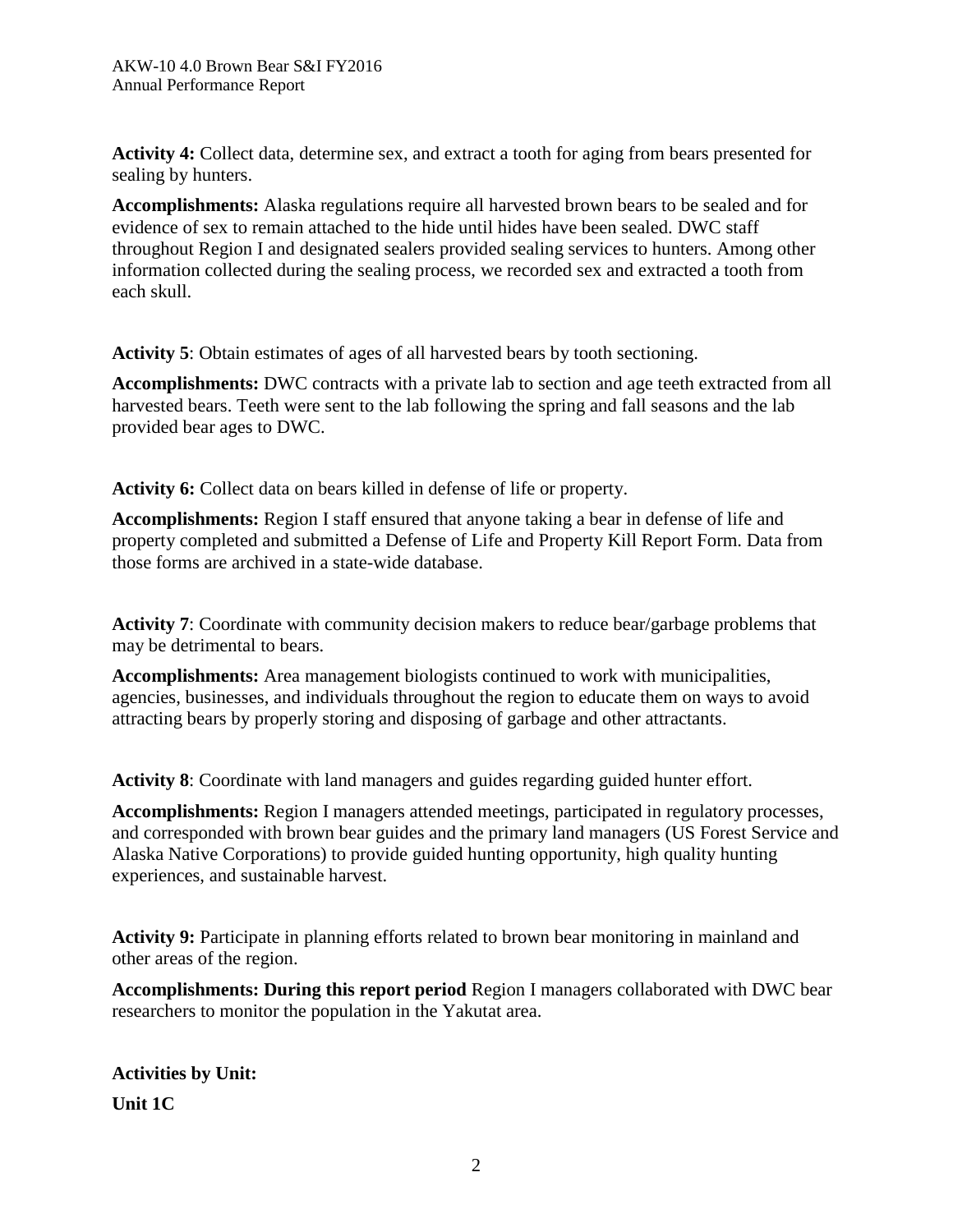**Activity 4:** Collect data, determine sex, and extract a tooth for aging from bears presented for sealing by hunters.

**Accomplishments:** Alaska regulations require all harvested brown bears to be sealed and for evidence of sex to remain attached to the hide until hides have been sealed. DWC staff throughout Region I and designated sealers provided sealing services to hunters. Among other information collected during the sealing process, we recorded sex and extracted a tooth from each skull.

**Activity 5**: Obtain estimates of ages of all harvested bears by tooth sectioning.

**Accomplishments:** DWC contracts with a private lab to section and age teeth extracted from all harvested bears. Teeth were sent to the lab following the spring and fall seasons and the lab provided bear ages to DWC.

**Activity 6:** Collect data on bears killed in defense of life or property.

**Accomplishments:** Region I staff ensured that anyone taking a bear in defense of life and property completed and submitted a Defense of Life and Property Kill Report Form. Data from those forms are archived in a state-wide database.

**Activity 7**: Coordinate with community decision makers to reduce bear/garbage problems that may be detrimental to bears.

**Accomplishments:** Area management biologists continued to work with municipalities, agencies, businesses, and individuals throughout the region to educate them on ways to avoid attracting bears by properly storing and disposing of garbage and other attractants.

**Activity 8**: Coordinate with land managers and guides regarding guided hunter effort.

**Accomplishments:** Region I managers attended meetings, participated in regulatory processes, and corresponded with brown bear guides and the primary land managers (US Forest Service and Alaska Native Corporations) to provide guided hunting opportunity, high quality hunting experiences, and sustainable harvest.

**Activity 9:** Participate in planning efforts related to brown bear monitoring in mainland and other areas of the region.

**Accomplishments: During this report period** Region I managers collaborated with DWC bear researchers to monitor the population in the Yakutat area.

**Activities by Unit:**

**Unit 1C**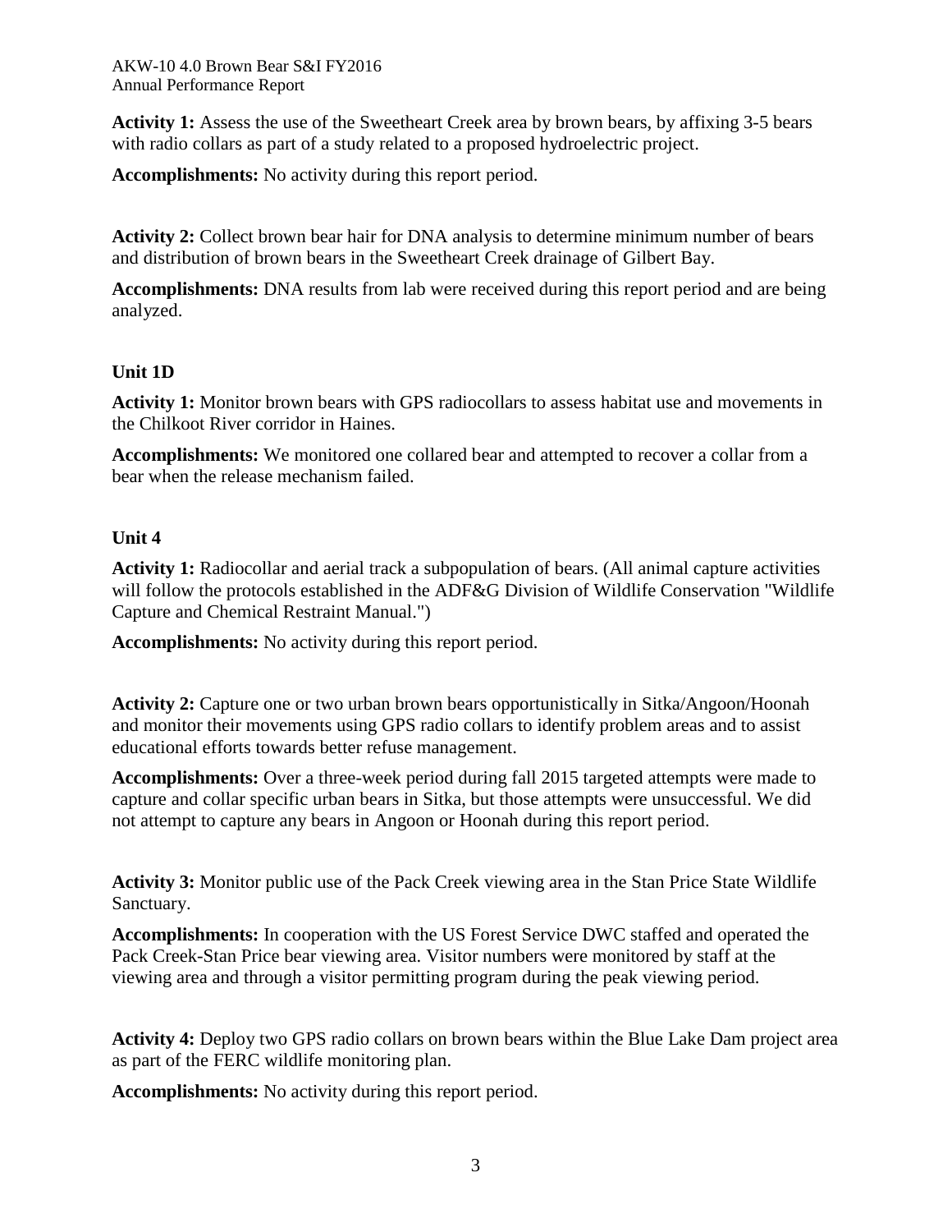**Activity 1:** Assess the use of the Sweetheart Creek area by brown bears, by affixing 3-5 bears with radio collars as part of a study related to a proposed hydroelectric project.

**Accomplishments:** No activity during this report period.

**Activity 2:** Collect brown bear hair for DNA analysis to determine minimum number of bears and distribution of brown bears in the Sweetheart Creek drainage of Gilbert Bay.

**Accomplishments:** DNA results from lab were received during this report period and are being analyzed.

### Unit 1D

**Activity 1:** Monitor brown bears with GPS radiocollars to assess habitat use and movements in the Chilkoot River corridor in Haines.

**Accomplishments:** We monitored one collared bear and attempted to recover a collar from a bear when the release mechanism failed.

### Unit 4

**Activity 1:** Radiocollar and aerial track a subpopulation of bears. (All animal capture activities will follow the protocols established in the ADF&G Division of Wildlife Conservation "Wildlife Capture and Chemical Restraint Manual.")

**Accomplishments:** No activity during this report period.

**Activity 2:** Capture one or two urban brown bears opportunistically in Sitka/Angoon/Hoonah and monitor their movements using GPS radio collars to identify problem areas and to assist educational efforts towards better refuse management.

**Accomplishments:** Over a three-week period during fall 2015 targeted attempts were made to capture and collar specific urban bears in Sitka, but those attempts were unsuccessful. We did not attempt to capture any bears in Angoon or Hoonah during this report period.

**Activity 3:** Monitor public use of the Pack Creek viewing area in the Stan Price State Wildlife Sanctuary.

**Accomplishments:** In cooperation with the US Forest Service DWC staffed and operated the Pack Creek-Stan Price bear viewing area. Visitor numbers were monitored by staff at the viewing area and through a visitor permitting program during the peak viewing period.

**Activity 4:** Deploy two GPS radio collars on brown bears within the Blue Lake Dam project area as part of the FERC wildlife monitoring plan.

**Accomplishments:** No activity during this report period.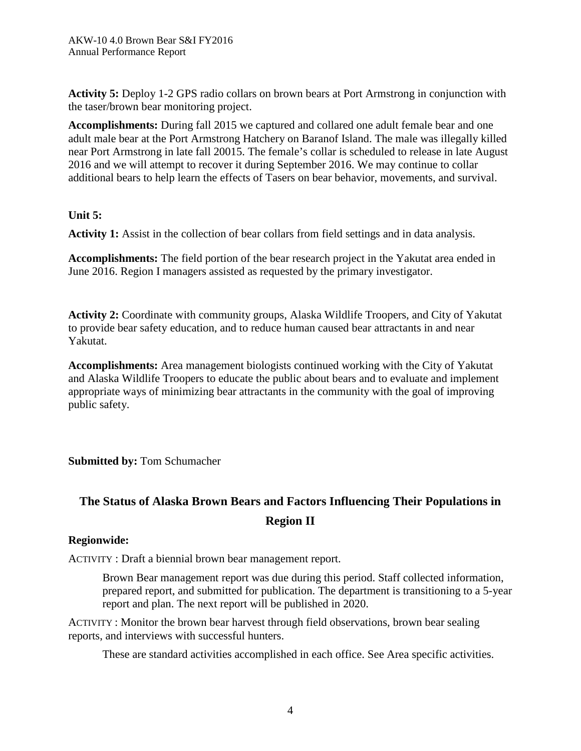**Activity 5:** Deploy 1-2 GPS radio collars on brown bears at Port Armstrong in conjunction with the taser/brown bear monitoring project.

**Accomplishments:** During fall 2015 we captured and collared one adult female bear and one adult male bear at the Port Armstrong Hatchery on Baranof Island. The male was illegally killed near Port Armstrong in late fall 20015. The female's collar is scheduled to release in late August 2016 and we will attempt to recover it during September 2016. We may continue to collar additional bears to help learn the effects of Tasers on bear behavior, movements, and survival.

**Unit 5:**

**Activity 1:** Assist in the collection of bear collars from field settings and in data analysis.

**Accomplishments:** The field portion of the bear research project in the Yakutat area ended in June 2016. Region I managers assisted as requested by the primary investigator.

**Activity 2:** Coordinate with community groups, Alaska Wildlife Troopers, and City of Yakutat to provide bear safety education, and to reduce human caused bear attractants in and near Yakutat.

**Accomplishments:** Area management biologists continued working with the City of Yakutat and Alaska Wildlife Troopers to educate the public about bears and to evaluate and implement appropriate ways of minimizing bear attractants in the community with the goal of improving public safety.

**Submitted by:** Tom Schumacher

## The Status of Alaska Brown Bears and Factors Influencing Their Populations in Region II

**Regionwide:**

ACTIVITY : Draft a biennial brown bear management report.

Brown Bear management report was due during this period. Staff collected information, prepared report, and submitted for publication. The department is transitioning to a 5-year report and plan. The next report will be published in 2020.

ACTIVITY : Monitor the brown bear harvest through field observations, brown bear sealing reports, and interviews with successful hunters.

These are standard activities accomplished in each office. See Area specific activities.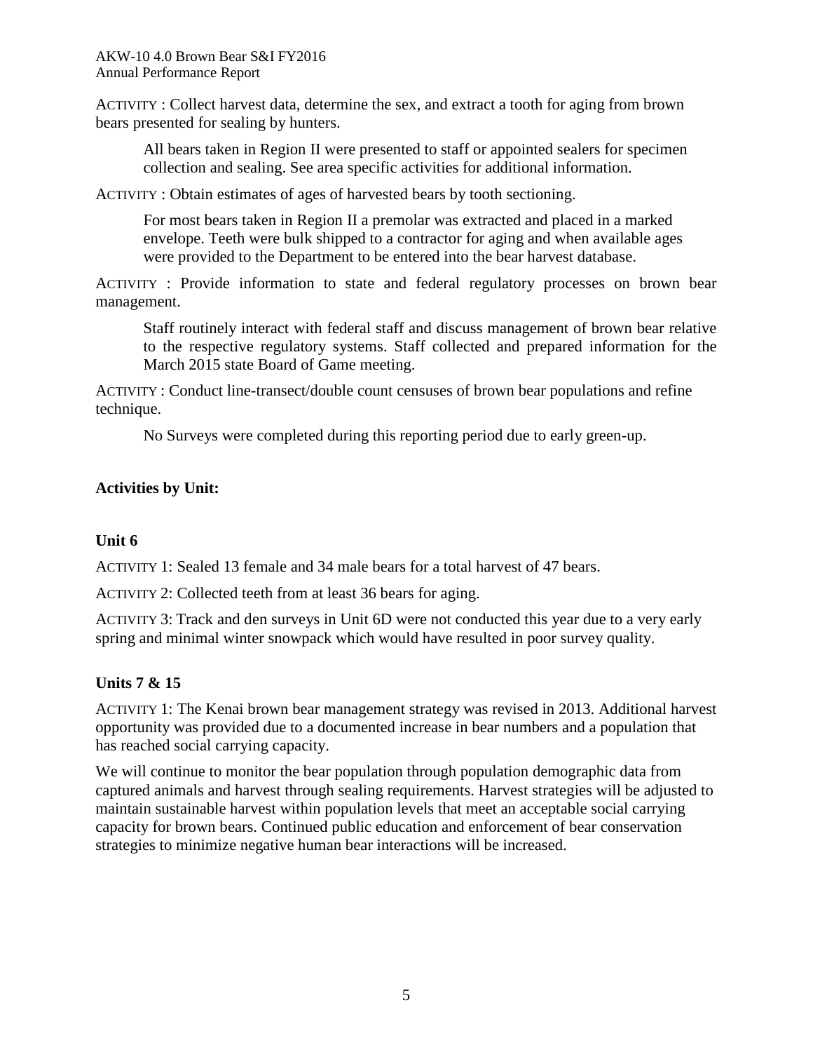ACTIVITY : Collect harvest data, determine the sex, and extract a tooth for aging from brown bears presented for sealing by hunters.

> All bears taken in Region II were presented to staff or appointed sealers for specimen collection and sealing. See area specific activities for additional information.

ACTIVITY : Obtain estimates of ages of harvested bears by tooth sectioning.

> For most bears taken in Region II a premolar was extracted and placed in a marked envelope. Teeth were bulk shipped to a contractor for aging and when available ages were provided to the Department to be entered into the bear harvest database.

ACTIVITY : Provide information to state and federal regulatory processes on brown bear management.

> Staff routinely interact with federal staff and discuss management of brown bear relative to the respective regulatory systems. Staff collected and prepared information for the March 2015 state Board of Game meeting.

ACTIVITY : Conduct line-transect/double count censuses of brown bear populations and refine technique.

> No Surveys were completed during this reporting period due to early green-up.

**Activities by Unit:**

**Unit 6**

ACTIVITY 1: Sealed 13 female and 34 male bears for a total harvest of 47 bears.

ACTIVITY 2: Collected teeth from at least 36 bears for aging.

ACTIVITY 3: Track and den surveys in Unit 6D were not conducted this year due to a very early spring and minimal winter snowpack which would have resulted in poor survey quality.

**Units 7 & 15**

ACTIVITY 1: The Kenai brown bear management strategy was revised in 2013. Additional harvest opportunity was provided due to a documented increase in bear numbers and a population that has reached social carrying capacity.

We will continue to monitor the bear population through population demographic data from captured animals and harvest through sealing requirements. Harvest strategies will be adjusted to maintain sustainable harvest within population levels that meet an acceptable social carrying capacity for brown bears. Continued public education and enforcement of bear conservation strategies to minimize negative human bear interactions will be increased.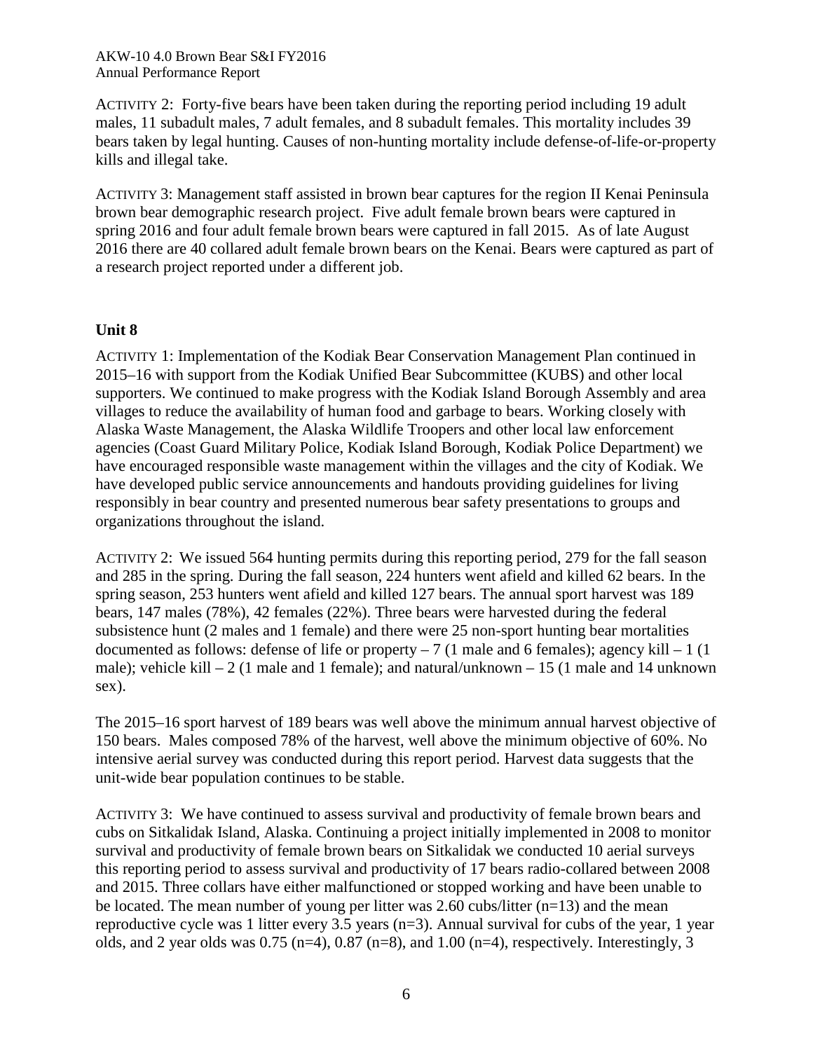ACTIVITY 2: Forty-five bears have been taken during the reporting period including 19 adult males, 11 subadult males, 7 adult females, and 8 subadult females. This mortality includes 39 bears taken by legal hunting. Causes of non-hunting mortality include defense-of-life-or-property kills and illegal take.

ACTIVITY 3: Management staff assisted in brown bear captures for the region II Kenai Peninsula brown bear demographic research project. Five adult female brown bears were captured in spring 2016 and four adult female brown bears were captured in fall 2015. As of late August 2016 there are 40 collared adult female brown bears on the Kenai. Bears were captured as part of a research project reported under a different job.

## Unit 8

ACTIVITY 1: Implementation of the Kodiak Bear Conservation Management Plan continued in 2015–16 with support from the Kodiak Unified Bear Subcommittee (KUBS) and other local supporters. We continued to make progress with the Kodiak Island Borough Assembly and area villages to reduce the availability of human food and garbage to bears. Working closely with Alaska Waste Management, the Alaska Wildlife Troopers and other local law enforcement agencies (Coast Guard Military Police, Kodiak Island Borough, Kodiak Police Department) we have encouraged responsible waste management within the villages and the city of Kodiak. We have developed public service announcements and handouts providing guidelines for living responsibly in bear country and presented numerous bear safety presentations to groups and organizations throughout the island.

ACTIVITY 2: We issued 564 hunting permits during this reporting period, 279 for the fall season and 285 in the spring. During the fall season, 224 hunters went afield and killed 62 bears. In the spring season, 253 hunters went afield and killed 127 bears. The annual sport harvest was 189 bears, 147 males (78%), 42 females (22%). Three bears were harvested during the federal subsistence hunt (2 males and 1 female) and there were 25 non-sport hunting bear mortalities documented as follows: defense of life or property – 7 (1 male and 6 females); agency kill – 1 (1 male); vehicle kill – 2 (1 male and 1 female); and natural/unknown – 15 (1 male and 14 unknown sex).

The 2015–16 sport harvest of 189 bears was well above the minimum annual harvest objective of 150 bears. Males composed 78% of the harvest, well above the minimum objective of 60%. No intensive aerial survey was conducted during this report period. Harvest data suggests that the unit-wide bear population continues to be stable.

ACTIVITY 3: We have continued to assess survival and productivity of female brown bears and cubs on Sitkalidak Island, Alaska. Continuing a project initially implemented in 2008 to monitor survival and productivity of female brown bears on Sitkalidak we conducted 10 aerial surveys this reporting period to assess survival and productivity of 17 bears radio-collared between 2008 and 2015. Three collars have either malfunctioned or stopped working and have been unable to be located. The mean number of young per litter was 2.60 cubs/litter (n=13) and the mean reproductive cycle was 1 litter every 3.5 years (n=3). Annual survival for cubs of the year, 1 year olds, and 2 year olds was 0.75 (n=4), 0.87 (n=8), and 1.00 (n=4), respectively. Interestingly, 3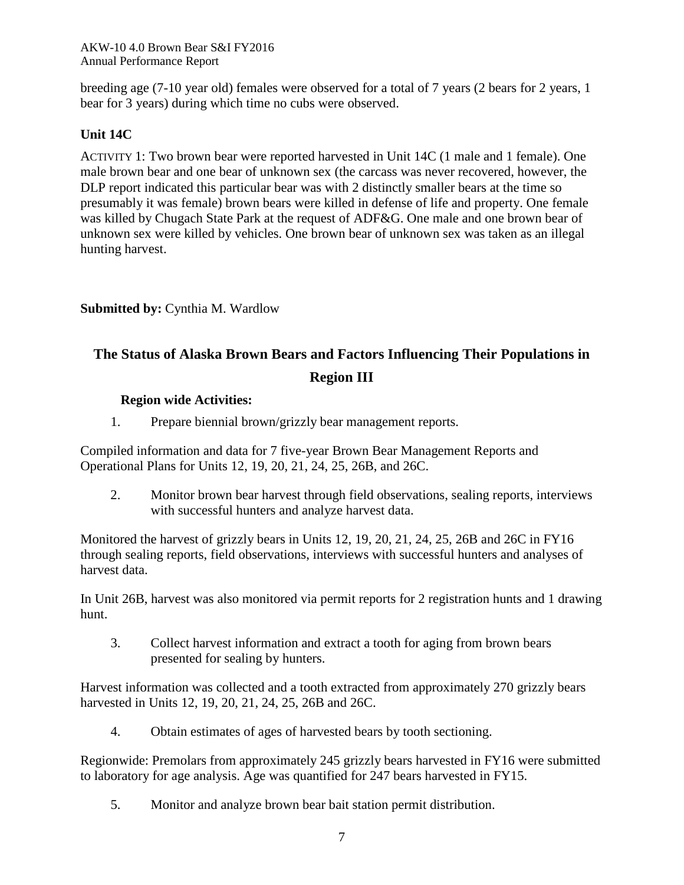breeding age (7-10 year old) females were observed for a total of 7 years (2 bears for 2 years, 1 bear for 3 years) during which time no cubs were observed.

### Unit 14C

ACTIVITY 1: Two brown bear were reported harvested in Unit 14C (1 male and 1 female). One male brown bear and one bear of unknown sex (the carcass was never recovered, however, the DLP report indicated this particular bear was with 2 distinctly smaller bears at the time so presumably it was female) brown bears were killed in defense of life and property. One female was killed by Chugach State Park at the request of ADF&G. One male and one brown bear of unknown sex were killed by vehicles. One brown bear of unknown sex was taken as an illegal hunting harvest.

**Submitted by:** Cynthia M. Wardlow

## The Status of Alaska Brown Bears and Factors Influencing Their Populations in Region III

### Region wide Activities:

1. Prepare biennial brown/grizzly bear management reports.

Compiled information and data for 7 five-year Brown Bear Management Reports and Operational Plans for Units 12, 19, 20, 21, 24, 25, 26B, and 26C.

2. Monitor brown bear harvest through field observations, sealing reports, interviews with successful hunters and analyze harvest data.

Monitored the harvest of grizzly bears in Units 12, 19, 20, 21, 24, 25, 26B and 26C in FY16 through sealing reports, field observations, interviews with successful hunters and analyses of harvest data.

In Unit 26B, harvest was also monitored via permit reports for 2 registration hunts and 1 drawing hunt.

3. Collect harvest information and extract a tooth for aging from brown bears presented for sealing by hunters.

Harvest information was collected and a tooth extracted from approximately 270 grizzly bears harvested in Units 12, 19, 20, 21, 24, 25, 26B and 26C.

4. Obtain estimates of ages of harvested bears by tooth sectioning.

Regionwide: Premolars from approximately 245 grizzly bears harvested in FY16 were submitted to laboratory for age analysis. Age was quantified for 247 bears harvested in FY15.

5. Monitor and analyze brown bear bait station permit distribution.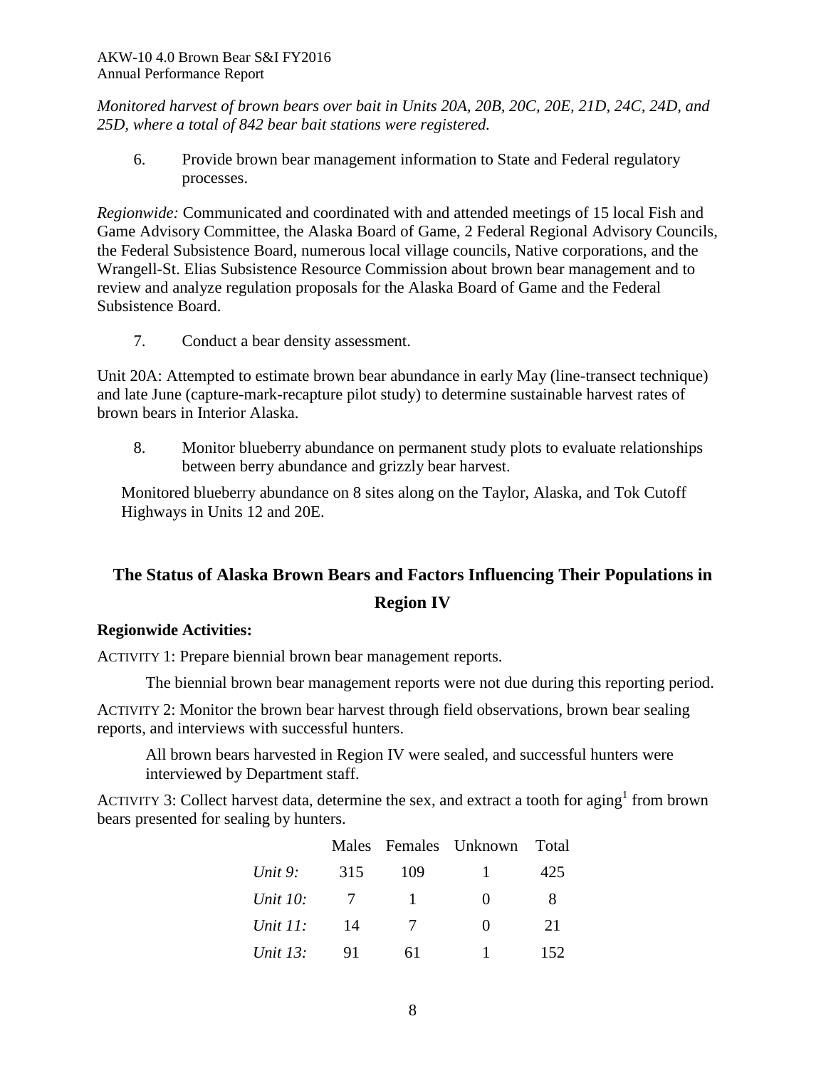*Monitored harvest of brown bears over bait in Units 20A, 20B, 20C, 20E, 21D, 24C, 24D, and 25D, where a total of 842 bear bait stations were registered.*

6. Provide brown bear management information to State and Federal regulatory processes.

*Regionwide:* Communicated and coordinated with and attended meetings of 15 local Fish and Game Advisory Committee, the Alaska Board of Game, 2 Federal Regional Advisory Councils, the Federal Subsistence Board, numerous local village councils, Native corporations, and the Wrangell-St. Elias Subsistence Resource Commission about brown bear management and to review and analyze regulation proposals for the Alaska Board of Game and the Federal Subsistence Board.

7. Conduct a bear density assessment.

Unit 20A: Attempted to estimate brown bear abundance in early May (line-transect technique) and late June (capture-mark-recapture pilot study) to determine sustainable harvest rates of brown bears in Interior Alaska.

8. Monitor blueberry abundance on permanent study plots to evaluate relationships between berry abundance and grizzly bear harvest.

Monitored blueberry abundance on 8 sites along on the Taylor, Alaska, and Tok Cutoff Highways in Units 12 and 20E.

## The Status of Alaska Brown Bears and Factors Influencing Their Populations in Region IV

**Regionwide Activities:**

ACTIVITY 1: Prepare biennial brown bear management reports.

The biennial brown bear management reports were not due during this reporting period.

ACTIVITY 2: Monitor the brown bear harvest through field observations, brown bear sealing reports, and interviews with successful hunters.

All brown bears harvested in Region IV were sealed, and successful hunters were interviewed by Department staff.

ACTIVITY 3: Collect harvest data, determine the sex, and extract a tooth for aging[1] from brown bears presented for sealing by hunters.

| | Males | Females | Unknown | Total |
|---|---|---|---|---|
| *Unit 9:* | 315 | 109 | 1 | 425 |
| *Unit 10:* | 7 | 1 | 0 | 8 |
| *Unit 11:* | 14 | 7 | 0 | 21 |
| *Unit 13:* | 91 | 61 | 1 | 152 |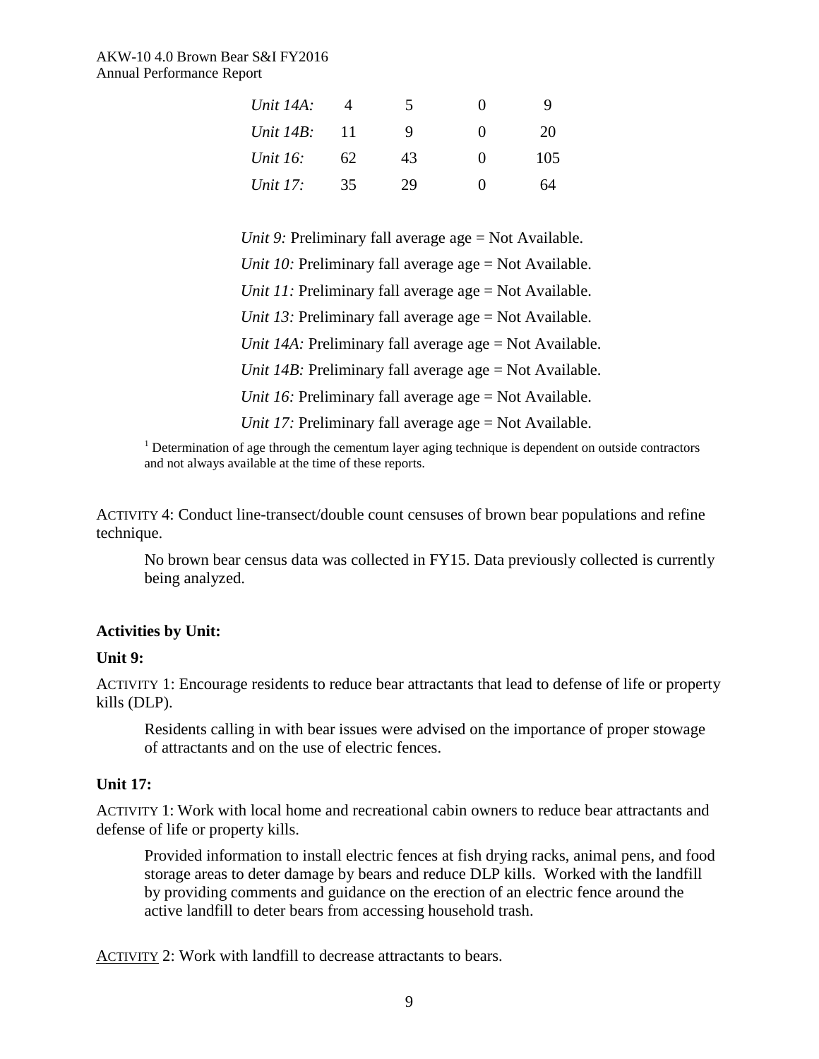| | | | | |
|---|---|---|---|---|
| *Unit 14A:* | 4 | 5 | 0 | 9 |
| *Unit 14B:* | 11 | 9 | 0 | 20 |
| *Unit 16:* | 62 | 43 | 0 | 105 |
| *Unit 17:* | 35 | 29 | 0 | 64 |

*Unit 9:* Preliminary fall average age = Not Available.

*Unit 10:* Preliminary fall average age = Not Available.

*Unit 11:* Preliminary fall average age = Not Available.

*Unit 13:* Preliminary fall average age = Not Available.

*Unit 14A:* Preliminary fall average age = Not Available.

*Unit 14B:* Preliminary fall average age = Not Available.

*Unit 16:* Preliminary fall average age = Not Available.

*Unit 17:* Preliminary fall average age = Not Available.

[1] Determination of age through the cementum layer aging technique is dependent on outside contractors and not always available at the time of these reports.

ACTIVITY 4: Conduct line-transect/double count censuses of brown bear populations and refine technique.

No brown bear census data was collected in FY15. Data previously collected is currently being analyzed.

**Activities by Unit:**

**Unit 9:**

ACTIVITY 1: Encourage residents to reduce bear attractants that lead to defense of life or property kills (DLP).

Residents calling in with bear issues were advised on the importance of proper stowage of attractants and on the use of electric fences.

**Unit 17:**

ACTIVITY 1: Work with local home and recreational cabin owners to reduce bear attractants and defense of life or property kills.

Provided information to install electric fences at fish drying racks, animal pens, and food storage areas to deter damage by bears and reduce DLP kills. Worked with the landfill by providing comments and guidance on the erection of an electric fence around the active landfill to deter bears from accessing household trash.

ACTIVITY 2: Work with landfill to decrease attractants to bears.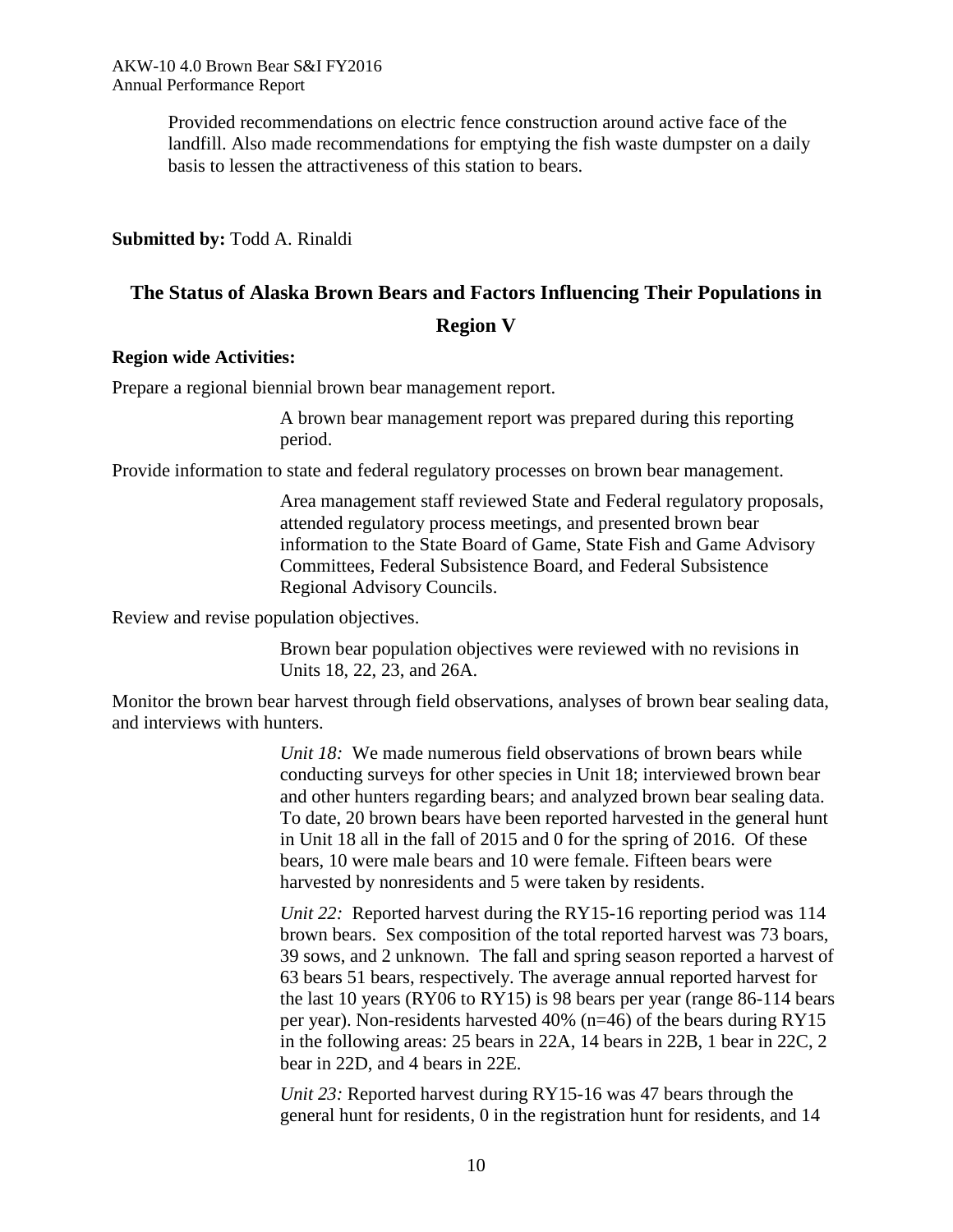Provided recommendations on electric fence construction around active face of the landfill. Also made recommendations for emptying the fish waste dumpster on a daily basis to lessen the attractiveness of this station to bears.

**Submitted by:** Todd A. Rinaldi

## The Status of Alaska Brown Bears and Factors Influencing Their Populations in Region V

**Region wide Activities:**

Prepare a regional biennial brown bear management report.

> A brown bear management report was prepared during this reporting period.

Provide information to state and federal regulatory processes on brown bear management.

> Area management staff reviewed State and Federal regulatory proposals, attended regulatory process meetings, and presented brown bear information to the State Board of Game, State Fish and Game Advisory Committees, Federal Subsistence Board, and Federal Subsistence Regional Advisory Councils.

Review and revise population objectives.

> Brown bear population objectives were reviewed with no revisions in Units 18, 22, 23, and 26A.

Monitor the brown bear harvest through field observations, analyses of brown bear sealing data, and interviews with hunters.

> *Unit 18:* We made numerous field observations of brown bears while conducting surveys for other species in Unit 18; interviewed brown bear and other hunters regarding bears; and analyzed brown bear sealing data. To date, 20 brown bears have been reported harvested in the general hunt in Unit 18 all in the fall of 2015 and 0 for the spring of 2016. Of these bears, 10 were male bears and 10 were female. Fifteen bears were harvested by nonresidents and 5 were taken by residents.
>
> *Unit 22:* Reported harvest during the RY15-16 reporting period was 114 brown bears. Sex composition of the total reported harvest was 73 boars, 39 sows, and 2 unknown. The fall and spring season reported a harvest of 63 bears 51 bears, respectively. The average annual reported harvest for the last 10 years (RY06 to RY15) is 98 bears per year (range 86-114 bears per year). Non-residents harvested 40% (n=46) of the bears during RY15 in the following areas: 25 bears in 22A, 14 bears in 22B, 1 bear in 22C, 2 bear in 22D, and 4 bears in 22E.
>
> *Unit 23:* Reported harvest during RY15-16 was 47 bears through the general hunt for residents, 0 in the registration hunt for residents, and 14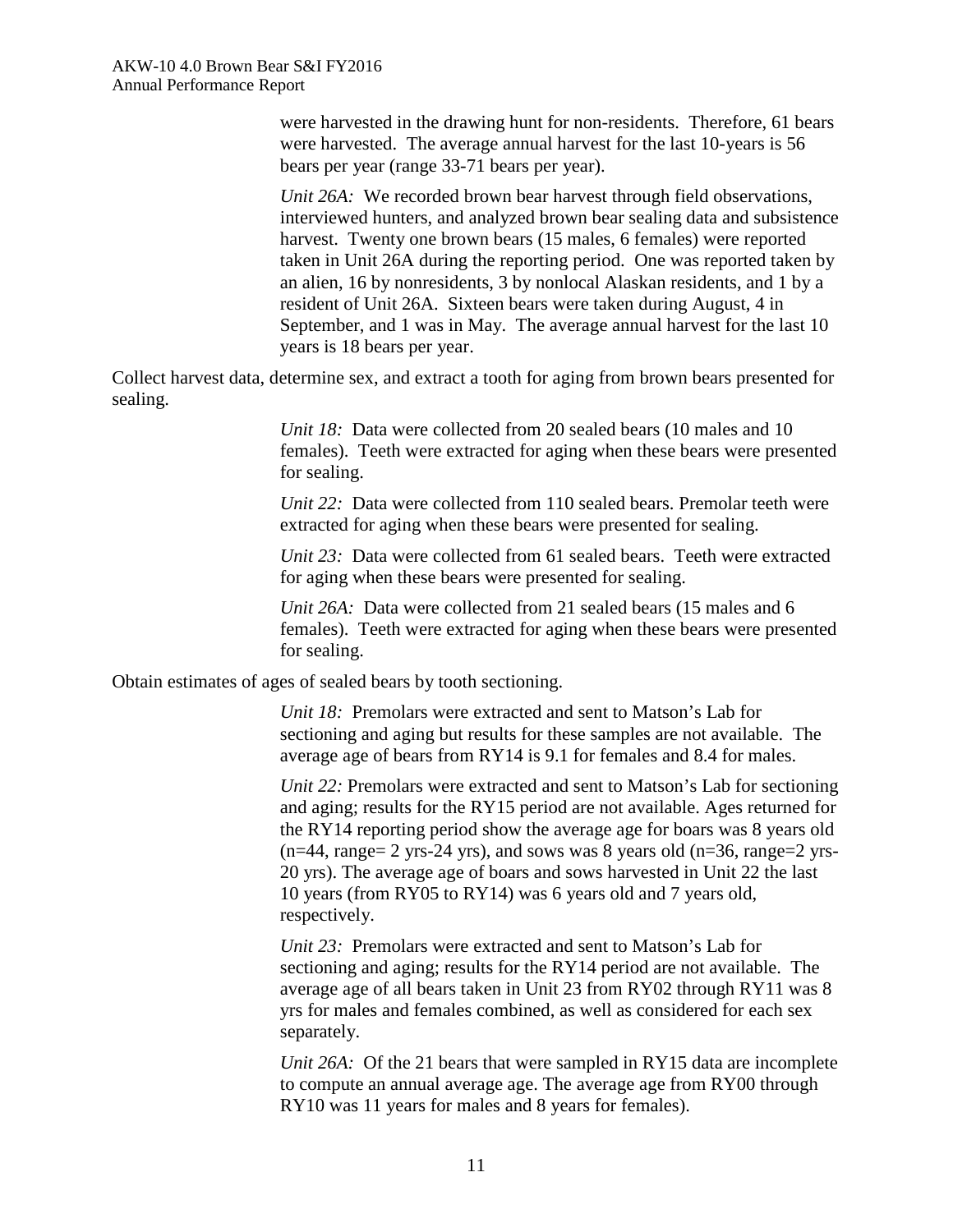were harvested in the drawing hunt for non-residents. Therefore, 61 bears were harvested. The average annual harvest for the last 10-years is 56 bears per year (range 33-71 bears per year).

*Unit 26A:* We recorded brown bear harvest through field observations, interviewed hunters, and analyzed brown bear sealing data and subsistence harvest. Twenty one brown bears (15 males, 6 females) were reported taken in Unit 26A during the reporting period. One was reported taken by an alien, 16 by nonresidents, 3 by nonlocal Alaskan residents, and 1 by a resident of Unit 26A. Sixteen bears were taken during August, 4 in September, and 1 was in May. The average annual harvest for the last 10 years is 18 bears per year.

Collect harvest data, determine sex, and extract a tooth for aging from brown bears presented for sealing.

*Unit 18:* Data were collected from 20 sealed bears (10 males and 10 females). Teeth were extracted for aging when these bears were presented for sealing.

*Unit 22:* Data were collected from 110 sealed bears. Premolar teeth were extracted for aging when these bears were presented for sealing.

*Unit 23:* Data were collected from 61 sealed bears. Teeth were extracted for aging when these bears were presented for sealing.

*Unit 26A:* Data were collected from 21 sealed bears (15 males and 6 females). Teeth were extracted for aging when these bears were presented for sealing.

Obtain estimates of ages of sealed bears by tooth sectioning.

*Unit 18:* Premolars were extracted and sent to Matson's Lab for sectioning and aging but results for these samples are not available. The average age of bears from RY14 is 9.1 for females and 8.4 for males.

*Unit 22:* Premolars were extracted and sent to Matson's Lab for sectioning and aging; results for the RY15 period are not available. Ages returned for the RY14 reporting period show the average age for boars was 8 years old (n=44, range= 2 yrs-24 yrs), and sows was 8 years old (n=36, range=2 yrs-20 yrs). The average age of boars and sows harvested in Unit 22 the last 10 years (from RY05 to RY14) was 6 years old and 7 years old, respectively.

*Unit 23:* Premolars were extracted and sent to Matson's Lab for sectioning and aging; results for the RY14 period are not available. The average age of all bears taken in Unit 23 from RY02 through RY11 was 8 yrs for males and females combined, as well as considered for each sex separately.

*Unit 26A:* Of the 21 bears that were sampled in RY15 data are incomplete to compute an annual average age. The average age from RY00 through RY10 was 11 years for males and 8 years for females).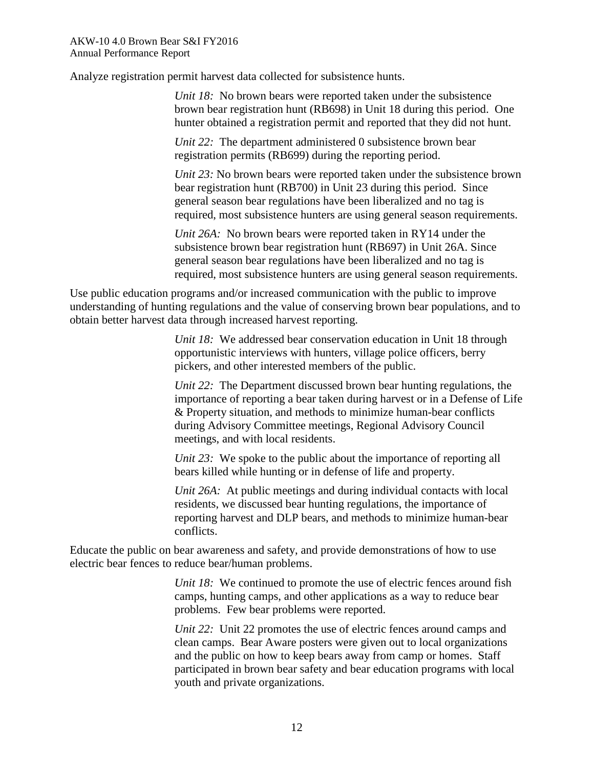Analyze registration permit harvest data collected for subsistence hunts.

> *Unit 18:* No brown bears were reported taken under the subsistence brown bear registration hunt (RB698) in Unit 18 during this period. One hunter obtained a registration permit and reported that they did not hunt.
>
> *Unit 22:* The department administered 0 subsistence brown bear registration permits (RB699) during the reporting period.
>
> *Unit 23:* No brown bears were reported taken under the subsistence brown bear registration hunt (RB700) in Unit 23 during this period. Since general season bear regulations have been liberalized and no tag is required, most subsistence hunters are using general season requirements.
>
> *Unit 26A:* No brown bears were reported taken in RY14 under the subsistence brown bear registration hunt (RB697) in Unit 26A. Since general season bear regulations have been liberalized and no tag is required, most subsistence hunters are using general season requirements.

Use public education programs and/or increased communication with the public to improve understanding of hunting regulations and the value of conserving brown bear populations, and to obtain better harvest data through increased harvest reporting.

> *Unit 18:* We addressed bear conservation education in Unit 18 through opportunistic interviews with hunters, village police officers, berry pickers, and other interested members of the public.
>
> *Unit 22:* The Department discussed brown bear hunting regulations, the importance of reporting a bear taken during harvest or in a Defense of Life & Property situation, and methods to minimize human-bear conflicts during Advisory Committee meetings, Regional Advisory Council meetings, and with local residents.
>
> *Unit 23:* We spoke to the public about the importance of reporting all bears killed while hunting or in defense of life and property.
>
> *Unit 26A:* At public meetings and during individual contacts with local residents, we discussed bear hunting regulations, the importance of reporting harvest and DLP bears, and methods to minimize human-bear conflicts.

Educate the public on bear awareness and safety, and provide demonstrations of how to use electric bear fences to reduce bear/human problems.

> *Unit 18:* We continued to promote the use of electric fences around fish camps, hunting camps, and other applications as a way to reduce bear problems. Few bear problems were reported.
>
> *Unit 22:* Unit 22 promotes the use of electric fences around camps and clean camps. Bear Aware posters were given out to local organizations and the public on how to keep bears away from camp or homes. Staff participated in brown bear safety and bear education programs with local youth and private organizations.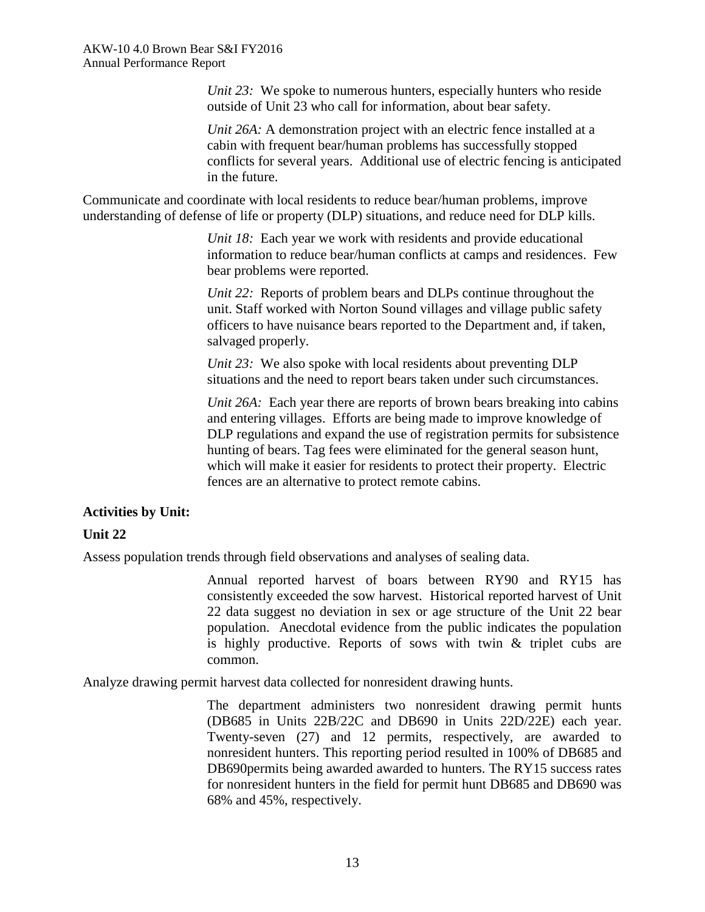*Unit 23:* We spoke to numerous hunters, especially hunters who reside outside of Unit 23 who call for information, about bear safety.

*Unit 26A:* A demonstration project with an electric fence installed at a cabin with frequent bear/human problems has successfully stopped conflicts for several years. Additional use of electric fencing is anticipated in the future.

Communicate and coordinate with local residents to reduce bear/human problems, improve understanding of defense of life or property (DLP) situations, and reduce need for DLP kills.

*Unit 18:* Each year we work with residents and provide educational information to reduce bear/human conflicts at camps and residences. Few bear problems were reported.

*Unit 22:* Reports of problem bears and DLPs continue throughout the unit. Staff worked with Norton Sound villages and village public safety officers to have nuisance bears reported to the Department and, if taken, salvaged properly.

*Unit 23:* We also spoke with local residents about preventing DLP situations and the need to report bears taken under such circumstances.

*Unit 26A:* Each year there are reports of brown bears breaking into cabins and entering villages. Efforts are being made to improve knowledge of DLP regulations and expand the use of registration permits for subsistence hunting of bears. Tag fees were eliminated for the general season hunt, which will make it easier for residents to protect their property. Electric fences are an alternative to protect remote cabins.

**Activities by Unit:**

**Unit 22**

Assess population trends through field observations and analyses of sealing data.

Annual reported harvest of boars between RY90 and RY15 has consistently exceeded the sow harvest. Historical reported harvest of Unit 22 data suggest no deviation in sex or age structure of the Unit 22 bear population. Anecdotal evidence from the public indicates the population is highly productive. Reports of sows with twin & triplet cubs are common.

Analyze drawing permit harvest data collected for nonresident drawing hunts.

The department administers two nonresident drawing permit hunts (DB685 in Units 22B/22C and DB690 in Units 22D/22E) each year. Twenty-seven (27) and 12 permits, respectively, are awarded to nonresident hunters. This reporting period resulted in 100% of DB685 and DB690permits being awarded awarded to hunters. The RY15 success rates for nonresident hunters in the field for permit hunt DB685 and DB690 was 68% and 45%, respectively.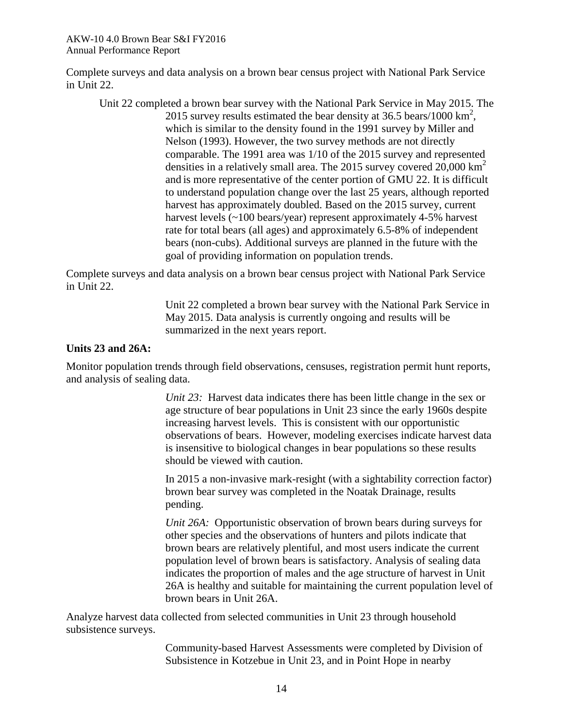Complete surveys and data analysis on a brown bear census project with National Park Service in Unit 22.

Unit 22 completed a brown bear survey with the National Park Service in May 2015. The 2015 survey results estimated the bear density at 36.5 bears/1000 $km^2$, which is similar to the density found in the 1991 survey by Miller and Nelson (1993). However, the two survey methods are not directly comparable. The 1991 area was 1/10 of the 2015 survey and represented densities in a relatively small area. The 2015 survey covered 20,000 $km^2$ and is more representative of the center portion of GMU 22. It is difficult to understand population change over the last 25 years, although reported harvest has approximately doubled. Based on the 2015 survey, current harvest levels (~100 bears/year) represent approximately 4-5% harvest rate for total bears (all ages) and approximately 6.5-8% of independent bears (non-cubs). Additional surveys are planned in the future with the goal of providing information on population trends.

Complete surveys and data analysis on a brown bear census project with National Park Service in Unit 22.

Unit 22 completed a brown bear survey with the National Park Service in May 2015. Data analysis is currently ongoing and results will be summarized in the next years report.

**Units 23 and 26A:**

Monitor population trends through field observations, censuses, registration permit hunt reports, and analysis of sealing data.

*Unit 23:* Harvest data indicates there has been little change in the sex or age structure of bear populations in Unit 23 since the early 1960s despite increasing harvest levels. This is consistent with our opportunistic observations of bears. However, modeling exercises indicate harvest data is insensitive to biological changes in bear populations so these results should be viewed with caution.

In 2015 a non-invasive mark-resight (with a sightability correction factor) brown bear survey was completed in the Noatak Drainage, results pending.

*Unit 26A:* Opportunistic observation of brown bears during surveys for other species and the observations of hunters and pilots indicate that brown bears are relatively plentiful, and most users indicate the current population level of brown bears is satisfactory. Analysis of sealing data indicates the proportion of males and the age structure of harvest in Unit 26A is healthy and suitable for maintaining the current population level of brown bears in Unit 26A.

Analyze harvest data collected from selected communities in Unit 23 through household subsistence surveys.

Community-based Harvest Assessments were completed by Division of Subsistence in Kotzebue in Unit 23, and in Point Hope in nearby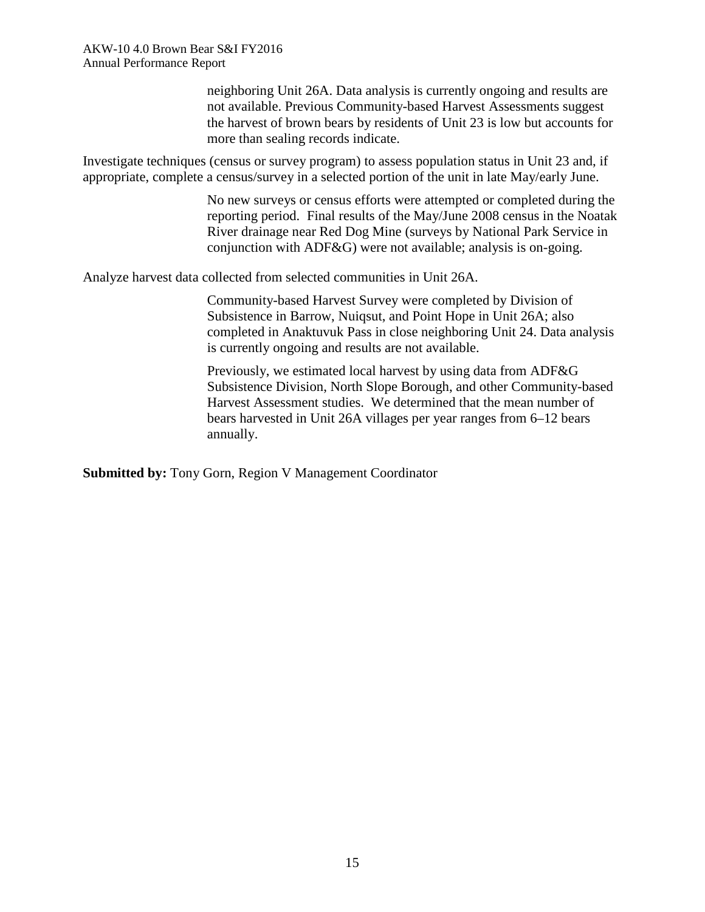neighboring Unit 26A. Data analysis is currently ongoing and results are not available. Previous Community-based Harvest Assessments suggest the harvest of brown bears by residents of Unit 23 is low but accounts for more than sealing records indicate.

Investigate techniques (census or survey program) to assess population status in Unit 23 and, if appropriate, complete a census/survey in a selected portion of the unit in late May/early June.

No new surveys or census efforts were attempted or completed during the reporting period. Final results of the May/June 2008 census in the Noatak River drainage near Red Dog Mine (surveys by National Park Service in conjunction with ADF&G) were not available; analysis is on-going.

Analyze harvest data collected from selected communities in Unit 26A.

Community-based Harvest Survey were completed by Division of Subsistence in Barrow, Nuiqsut, and Point Hope in Unit 26A; also completed in Anaktuvuk Pass in close neighboring Unit 24. Data analysis is currently ongoing and results are not available.

Previously, we estimated local harvest by using data from ADF&G Subsistence Division, North Slope Borough, and other Community-based Harvest Assessment studies. We determined that the mean number of bears harvested in Unit 26A villages per year ranges from 6–12 bears annually.

**Submitted by:** Tony Gorn, Region V Management Coordinator